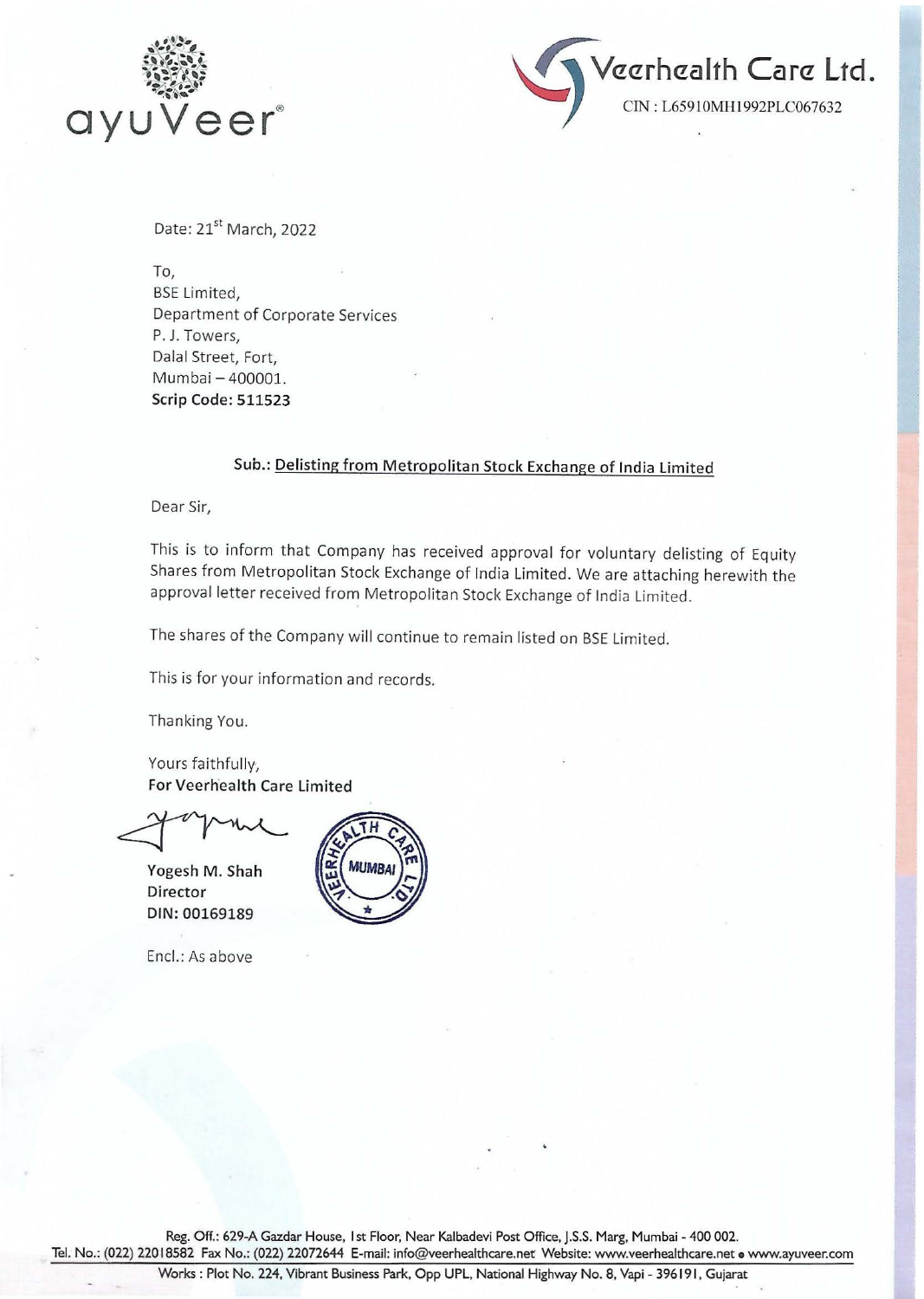ayuVeer®

**Veerhealth Care Ltd.**

CIN : L65910MH1992PLC067632

Date: 21st March, 2022

To,
BSE Limited,
Department of Corporate Services
P. J. Towers,
Dalal Street, Fort,
Mumbai – 400001.
**Scrip Code: 511523**

**Sub.: Delisting from Metropolitan Stock Exchange of India Limited**

Dear Sir,

This is to inform that Company has received approval for voluntary delisting of Equity Shares from Metropolitan Stock Exchange of India Limited. We are attaching herewith the approval letter received from Metropolitan Stock Exchange of India Limited.

The shares of the Company will continue to remain listed on BSE Limited.

This is for your information and records.

Thanking You.

Yours faithfully,
**For Veerhealth Care Limited**

**Yogesh M. Shah**
**Director**
**DIN: 00169189**

Encl.: As above

Reg. Off.: 629-A Gazdar House, 1st Floor, Near Kalbadevi Post Office, J.S.S. Marg, Mumbai - 400 002.
Tel. No.: (022) 22018582 Fax No.: (022) 22072644 E-mail: info@veerhealthcare.net Website: www.veerhealthcare.net • www.ayuveer.com
Works : Plot No. 224, Vibrant Business Park, Opp UPL, National Highway No. 8, Vapi - 396191, Gujarat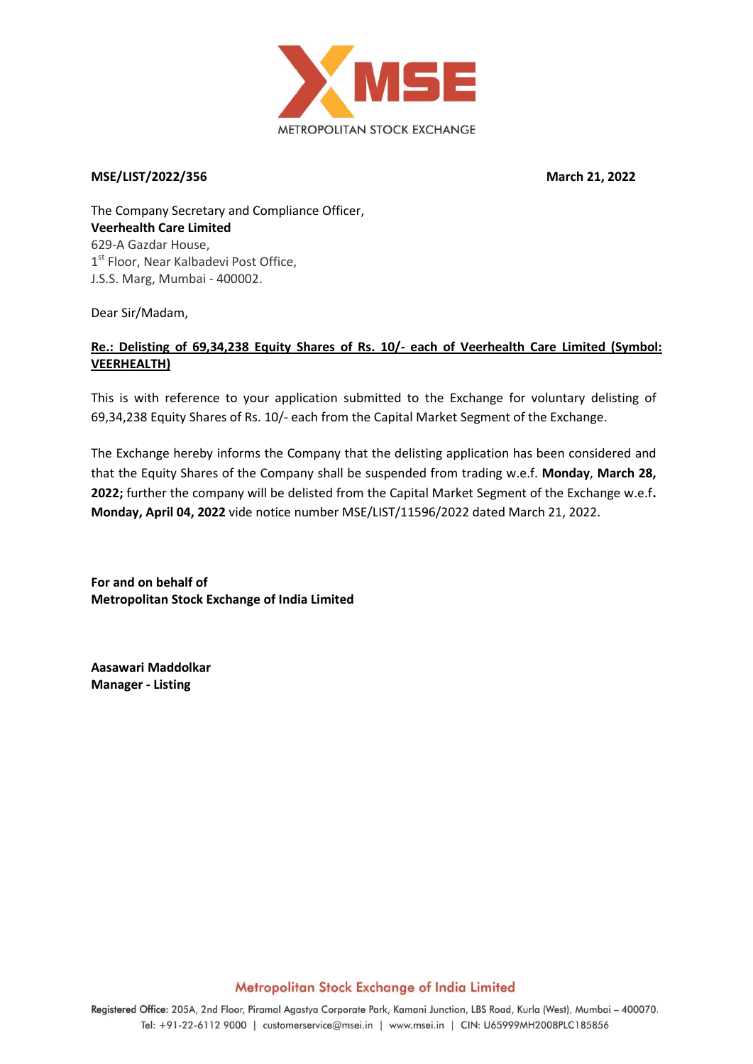**MSE/LIST/2022/356** **March 21, 2022**

The Company Secretary and Compliance Officer,
**Veerhealth Care Limited**
629-A Gazdar House,
1st Floor, Near Kalbadevi Post Office,
J.S.S. Marg, Mumbai - 400002.

Dear Sir/Madam,

**Re.: Delisting of 69,34,238 Equity Shares of Rs. 10/- each of Veerhealth Care Limited (Symbol: VEERHEALTH)**

This is with reference to your application submitted to the Exchange for voluntary delisting of 69,34,238 Equity Shares of Rs. 10/- each from the Capital Market Segment of the Exchange.

The Exchange hereby informs the Company that the delisting application has been considered and that the Equity Shares of the Company shall be suspended from trading w.e.f. **Monday**, **March 28, 2022;** further the company will be delisted from the Capital Market Segment of the Exchange w.e.f**. Monday, April 04, 2022** vide notice number MSE/LIST/11596/2022 dated March 21, 2022.

**For and on behalf of**
**Metropolitan Stock Exchange of India Limited**

**Aasawari Maddolkar**
**Manager - Listing**

Metropolitan Stock Exchange of India Limited

Registered Office: 205A, 2nd Floor, Piramal Agastya Corporate Park, Kamani Junction, LBS Road, Kurla (West), Mumbai – 400070.
Tel: +91-22-6112 9000 | customerservice@msei.in | www.msei.in | CIN: U65999MH2008PLC185856